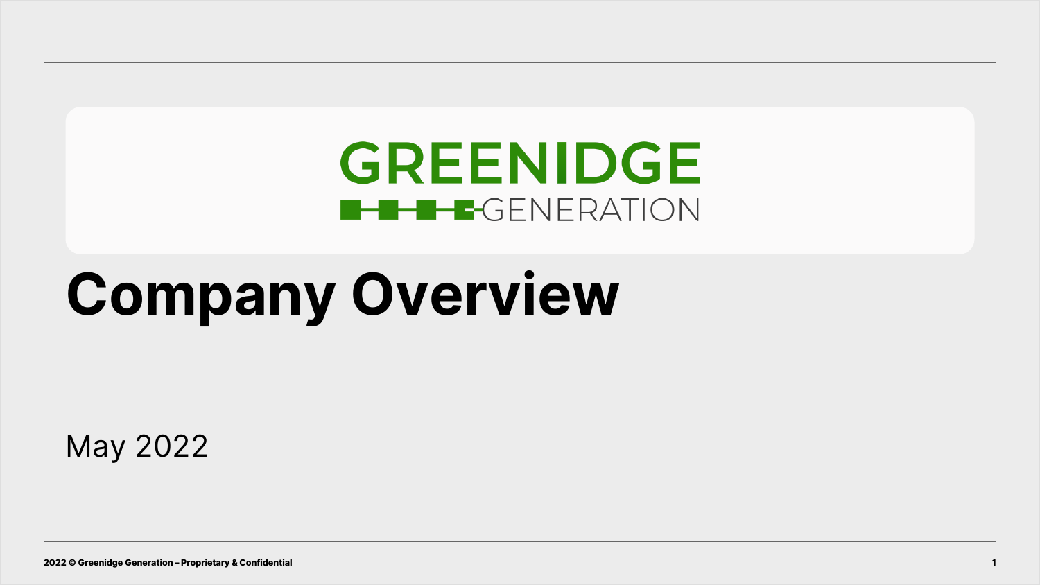GREENIDGE GENERATION

# Company Overview

May 2022

2022 © Greenidge Generation – Proprietary & Confidential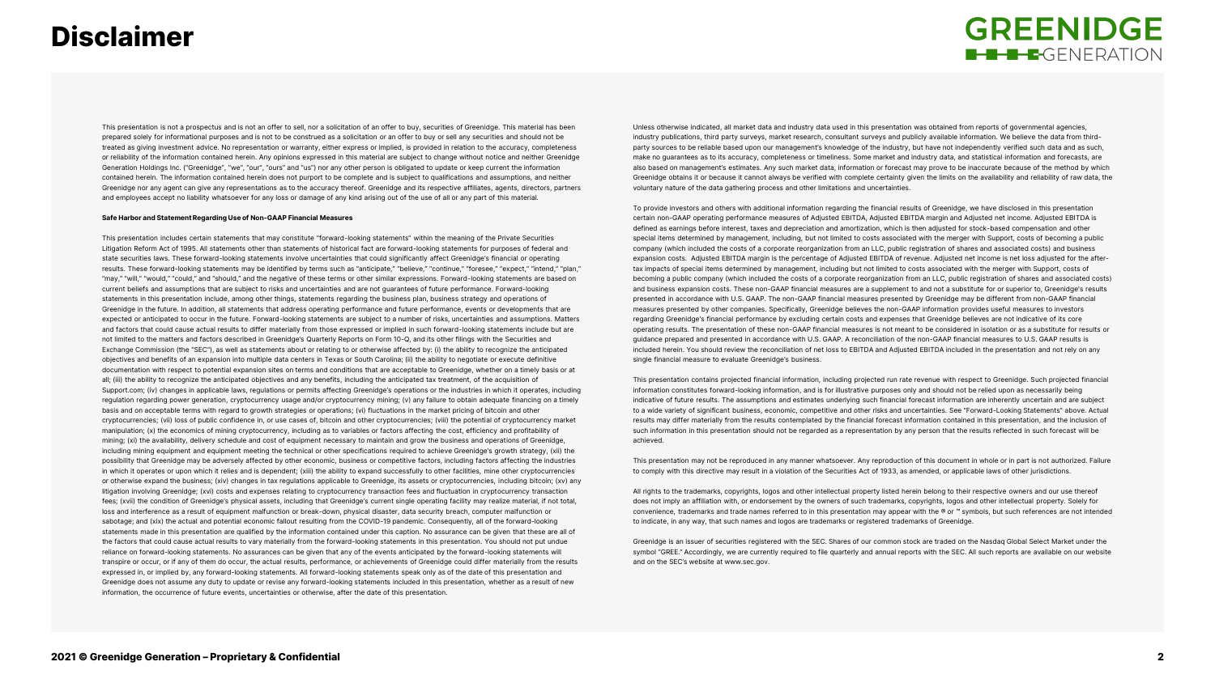# Disclaimer

This presentation is not a prospectus and is not an offer to sell, nor a solicitation of an offer to buy, securities of Greenidge. This material has been prepared solely for informational purposes and is not to be construed as a solicitation or an offer to buy or sell any securities and should not be treated as giving investment advice. No representation or warranty, either express or implied, is provided in relation to the accuracy, completeness or reliability of the information contained herein. Any opinions expressed in this material are subject to change without notice and neither Greenidge Generation Holdings Inc. ("Greenidge", "we", "our", "ours" and "us") nor any other person is obligated to update or keep current the information contained herein. The information contained herein does not purport to be complete and is subject to qualifications and assumptions, and neither Greenidge nor any agent can give any representations as to the accuracy thereof. Greenidge and its respective affiliates, agents, directors, partners and employees accept no liability whatsoever for any loss or damage of any kind arising out of the use of all or any part of this material.

**Safe Harbor and Statement Regarding Use of Non-GAAP Financial Measures**

This presentation includes certain statements that may constitute "forward-looking statements" within the meaning of the Private Securities Litigation Reform Act of 1995. All statements other than statements of historical fact are forward-looking statements for purposes of federal and state securities laws. These forward-looking statements involve uncertainties that could significantly affect Greenidge's financial or operating results. These forward-looking statements may be identified by terms such as "anticipate," "believe," "continue," "foresee," "expect," "intend," "plan," "may," "will," "would," "could," and "should," and the negative of these terms or other similar expressions. Forward-looking statements are based on current beliefs and assumptions that are subject to risks and uncertainties and are not guarantees of future performance. Forward-looking statements in this presentation include, among other things, statements regarding the business plan, business strategy and operations of Greenidge in the future. In addition, all statements that address operating performance and future performance, events or developments that are expected or anticipated to occur in the future. Forward-looking statements are subject to a number of risks, uncertainties and assumptions. Matters and factors that could cause actual results to differ materially from those expressed or implied in such forward-looking statements include but are not limited to the matters and factors described in Greenidge's Quarterly Reports on Form 10-Q, and its other filings with the Securities and Exchange Commission (the "SEC"), as well as statements about or relating to or otherwise affected by: (i) the ability to recognize the anticipated objectives and benefits of an expansion into multiple data centers in Texas or South Carolina; (ii) the ability to negotiate or execute definitive documentation with respect to potential expansion sites on terms and conditions that are acceptable to Greenidge, whether on a timely basis or at all; (iii) the ability to recognize the anticipated objectives and any benefits, including the anticipated tax treatment, of the acquisition of Support.com; (iv) changes in applicable laws, regulations or permits affecting Greenidge's operations or the industries in which it operates, including regulation regarding power generation, cryptocurrency usage and/or cryptocurrency mining; (v) any failure to obtain adequate financing on a timely basis and on acceptable terms with regard to growth strategies or operations; (vi) fluctuations in the market pricing of bitcoin and other cryptocurrencies; (vii) loss of public confidence in, or use cases of, bitcoin and other cryptocurrencies; (viii) the potential of cryptocurrency market manipulation; (x) the economics of mining cryptocurrency, including as to variables or factors affecting the cost, efficiency and profitability of mining; (xi) the availability, delivery schedule and cost of equipment necessary to maintain and grow the business and operations of Greenidge, including mining equipment and equipment meeting the technical or other specifications required to achieve Greenidge's growth strategy, (xii) the possibility that Greenidge may be adversely affected by other economic, business or competitive factors, including factors affecting the industries in which it operates or upon which it relies and is dependent; (xiii) the ability to expand successfully to other facilities, mine other cryptocurrencies or otherwise expand the business; (xiv) changes in tax regulations applicable to Greenidge, its assets or cryptocurrencies, including bitcoin; (xv) any litigation involving Greenidge; (xvi) costs and expenses relating to cryptocurrency transaction fees and fluctuation in cryptocurrency transaction fees; (xvii) the condition of Greenidge's physical assets, including that Greenidge's current single operating facility may realize material, if not total, loss and interference as a result of equipment malfunction or break-down, physical disaster, data security breach, computer malfunction or sabotage; and (xix) the actual and potential economic fallout resulting from the COVID-19 pandemic. Consequently, all of the forward-looking statements made in this presentation are qualified by the information contained under this caption. No assurance can be given that these are all of the factors that could cause actual results to vary materially from the forward-looking statements in this presentation. You should not put undue reliance on forward-looking statements. No assurances can be given that any of the events anticipated by the forward-looking statements will transpire or occur, or if any of them do occur, the actual results, performance, or achievements of Greenidge could differ materially from the results expressed in, or implied by, any forward-looking statements. All forward-looking statements speak only as of the date of this presentation and Greenidge does not assume any duty to update or revise any forward-looking statements included in this presentation, whether as a result of new information, the occurrence of future events, uncertainties or otherwise, after the date of this presentation.

Unless otherwise indicated, all market data and industry data used in this presentation was obtained from reports of governmental agencies, industry publications, third party surveys, market research, consultant surveys and publicly available information. We believe the data from third-party sources to be reliable based upon our management's knowledge of the industry, but have not independently verified such data and as such, make no guarantees as to its accuracy, completeness or timeliness. Some market and industry data, and statistical information and forecasts, are also based on management's estimates. Any such market data, information or forecast may prove to be inaccurate because of the method by which Greenidge obtains it or because it cannot always be verified with complete certainty given the limits on the availability and reliability of raw data, the voluntary nature of the data gathering process and other limitations and uncertainties.

To provide investors and others with additional information regarding the financial results of Greenidge, we have disclosed in this presentation certain non-GAAP operating performance measures of Adjusted EBITDA, Adjusted EBITDA margin and Adjusted net income. Adjusted EBITDA is defined as earnings before interest, taxes and depreciation and amortization, which is then adjusted for stock-based compensation and other special items determined by management, including, but not limited to costs associated with the merger with Support, costs of becoming a public company (which included the costs of a corporate reorganization from an LLC, public registration of shares and associated costs) and business expansion costs. Adjusted EBITDA margin is the percentage of Adjusted EBITDA of revenue. Adjusted net income is net loss adjusted for the after-tax impacts of special items determined by management, including but not limited to costs associated with the merger with Support, costs of becoming a public company (which included the costs of a corporate reorganization from an LLC, public registration of shares and associated costs) and business expansion costs. These non-GAAP financial measures are a supplement to and not a substitute for or superior to, Greenidge's results presented in accordance with U.S. GAAP. The non-GAAP financial measures presented by Greenidge may be different from non-GAAP financial measures presented by other companies. Specifically, Greenidge believes the non-GAAP information provides useful measures to investors regarding Greenidge's financial performance by excluding certain costs and expenses that Greenidge believes are not indicative of its core operating results. The presentation of these non-GAAP financial measures is not meant to be considered in isolation or as a substitute for results or guidance prepared and presented in accordance with U.S. GAAP. A reconciliation of the non-GAAP financial measures to U.S. GAAP results is included herein. You should review the reconciliation of net loss to EBITDA and Adjusted EBITDA included in the presentation and not rely on any single financial measure to evaluate Greenidge's business.

This presentation contains projected financial information, including projected run rate revenue with respect to Greenidge. Such projected financial information constitutes forward-looking information, and is for illustrative purposes only and should not be relied upon as necessarily being indicative of future results. The assumptions and estimates underlying such financial forecast information are inherently uncertain and are subject to a wide variety of significant business, economic, competitive and other risks and uncertainties. See "Forward-Looking Statements" above. Actual results may differ materially from the results contemplated by the financial forecast information contained in this presentation, and the inclusion of such information in this presentation should not be regarded as a representation by any person that the results reflected in such forecast will be achieved.

This presentation may not be reproduced in any manner whatsoever. Any reproduction of this document in whole or in part is not authorized. Failure to comply with this directive may result in a violation of the Securities Act of 1933, as amended, or applicable laws of other jurisdictions.

All rights to the trademarks, copyrights, logos and other intellectual property listed herein belong to their respective owners and our use thereof does not imply an affiliation with, or endorsement by the owners of such trademarks, copyrights, logos and other intellectual property. Solely for convenience, trademarks and trade names referred to in this presentation may appear with the ® or ™ symbols, but such references are not intended to indicate, in any way, that such names and logos are trademarks or registered trademarks of Greenidge.

Greenidge is an issuer of securities registered with the SEC. Shares of our common stock are traded on the Nasdaq Global Select Market under the symbol "GREE." Accordingly, we are currently required to file quarterly and annual reports with the SEC. All such reports are available on our website and on the SEC's website at www.sec.gov.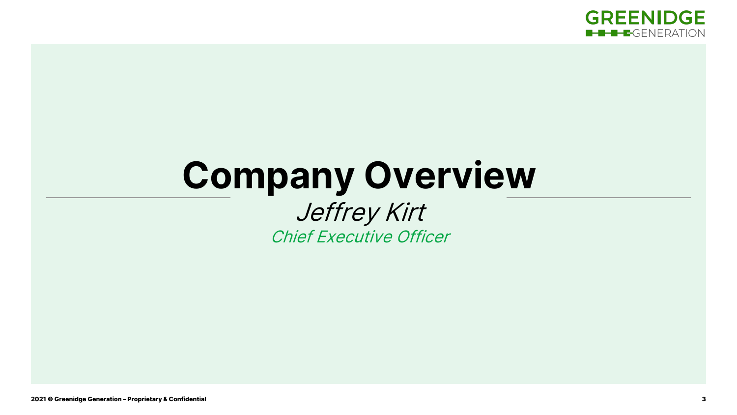# Company Overview

*Jeffrey Kirt*

*Chief Executive Officer*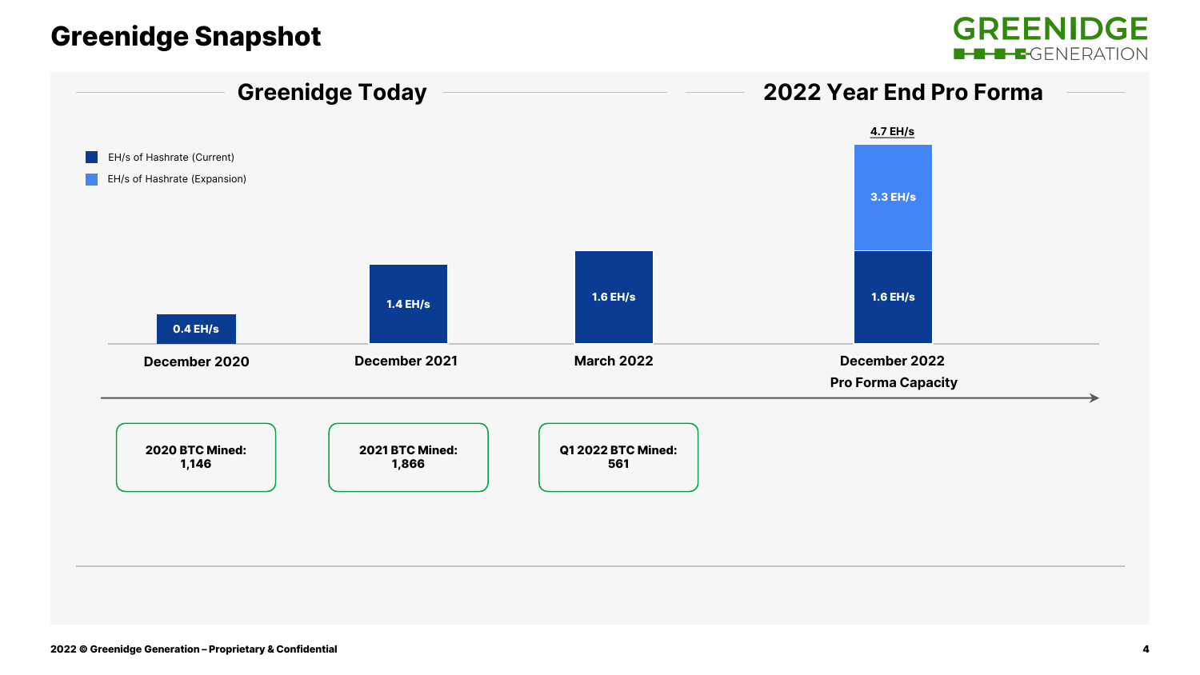# Greenidge Snapshot

## Greenidge Today

## 2022 Year End Pro Forma

- EH/s of Hashrate (Current)
- EH/s of Hashrate (Expansion)

| Period | EH/s of Hashrate (Current) | EH/s of Hashrate (Expansion) | Total |
|---|---|---|---|
| December 2020 | 0.4 EH/s | | |
| December 2021 | 1.4 EH/s | | |
| March 2022 | 1.6 EH/s | | |
| December 2022 Pro Forma Capacity | 1.6 EH/s | 3.3 EH/s | 4.7 EH/s |

**2020 BTC Mined: 1,146**

**2021 BTC Mined: 1,866**

**Q1 2022 BTC Mined: 561**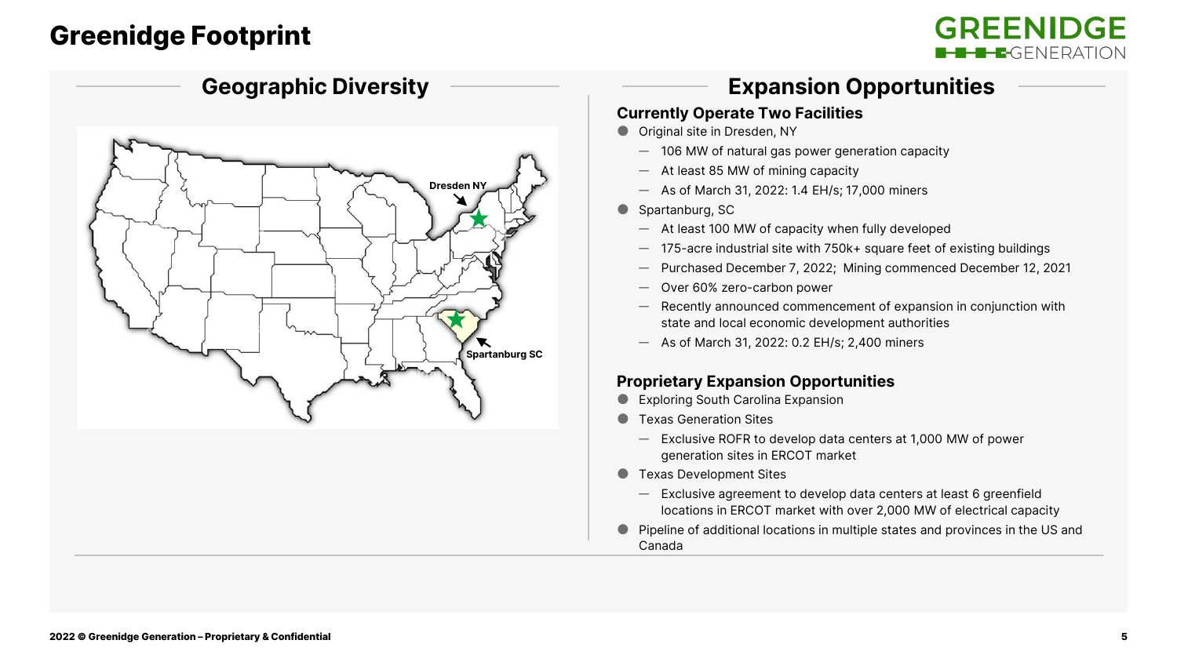# Greenidge Footprint

GREENIDGE GENERATION

## Geographic Diversity

Dresden NY

Spartanburg SC

## Expansion Opportunities

### Currently Operate Two Facilities

- Original site in Dresden, NY
  - 106 MW of natural gas power generation capacity
  - At least 85 MW of mining capacity
  - As of March 31, 2022: 1.4 EH/s; 17,000 miners
- Spartanburg, SC
  - At least 100 MW of capacity when fully developed
  - 175-acre industrial site with 750k+ square feet of existing buildings
  - Purchased December 7, 2022; Mining commenced December 12, 2021
  - Over 60% zero-carbon power
  - Recently announced commencement of expansion in conjunction with state and local economic development authorities
  - As of March 31, 2022: 0.2 EH/s; 2,400 miners

### Proprietary Expansion Opportunities

- Exploring South Carolina Expansion
- Texas Generation Sites
  - Exclusive ROFR to develop data centers at 1,000 MW of power generation sites in ERCOT market
- Texas Development Sites
  - Exclusive agreement to develop data centers at least 6 greenfield locations in ERCOT market with over 2,000 MW of electrical capacity
- Pipeline of additional locations in multiple states and provinces in the US and Canada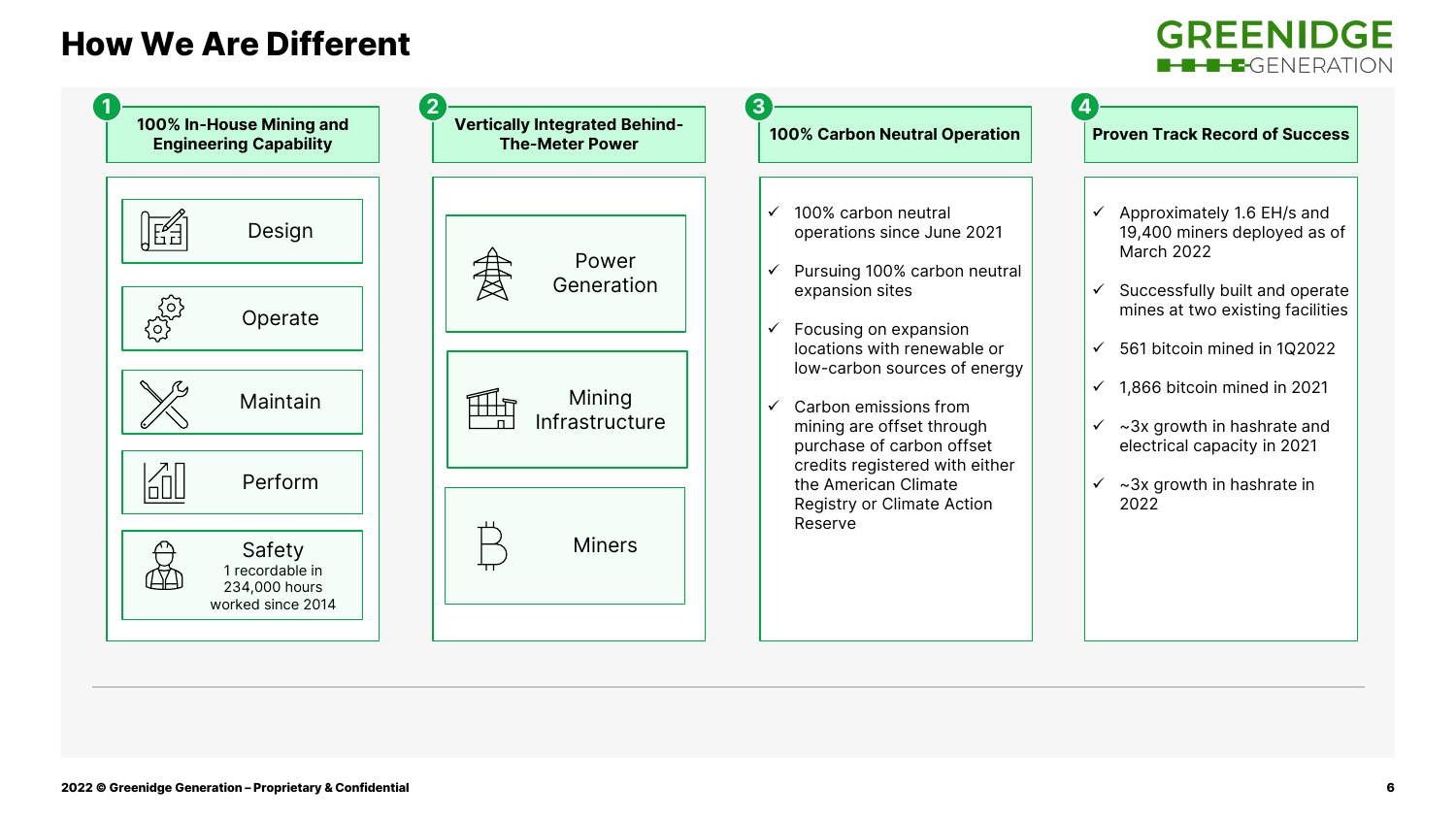# How We Are Different

## 1. 100% In-House Mining and Engineering Capability

- Design
- Operate
- Maintain
- Perform
- Safety
  1 recordable in 234,000 hours worked since 2014

## 2. Vertically Integrated Behind-The-Meter Power

- Power Generation
- Mining Infrastructure
- Miners

## 3. 100% Carbon Neutral Operation

- ✓ 100% carbon neutral operations since June 2021
- ✓ Pursuing 100% carbon neutral expansion sites
- ✓ Focusing on expansion locations with renewable or low-carbon sources of energy
- ✓ Carbon emissions from mining are offset through purchase of carbon offset credits registered with either the American Climate Registry or Climate Action Reserve

## 4. Proven Track Record of Success

- ✓ Approximately 1.6 EH/s and 19,400 miners deployed as of March 2022
- ✓ Successfully built and operate mines at two existing facilities
- ✓ 561 bitcoin mined in 1Q2022
- ✓ 1,866 bitcoin mined in 2021
- ✓ ~3x growth in hashrate and electrical capacity in 2021
- ✓ ~3x growth in hashrate in 2022

2022 © Greenidge Generation – Proprietary & Confidential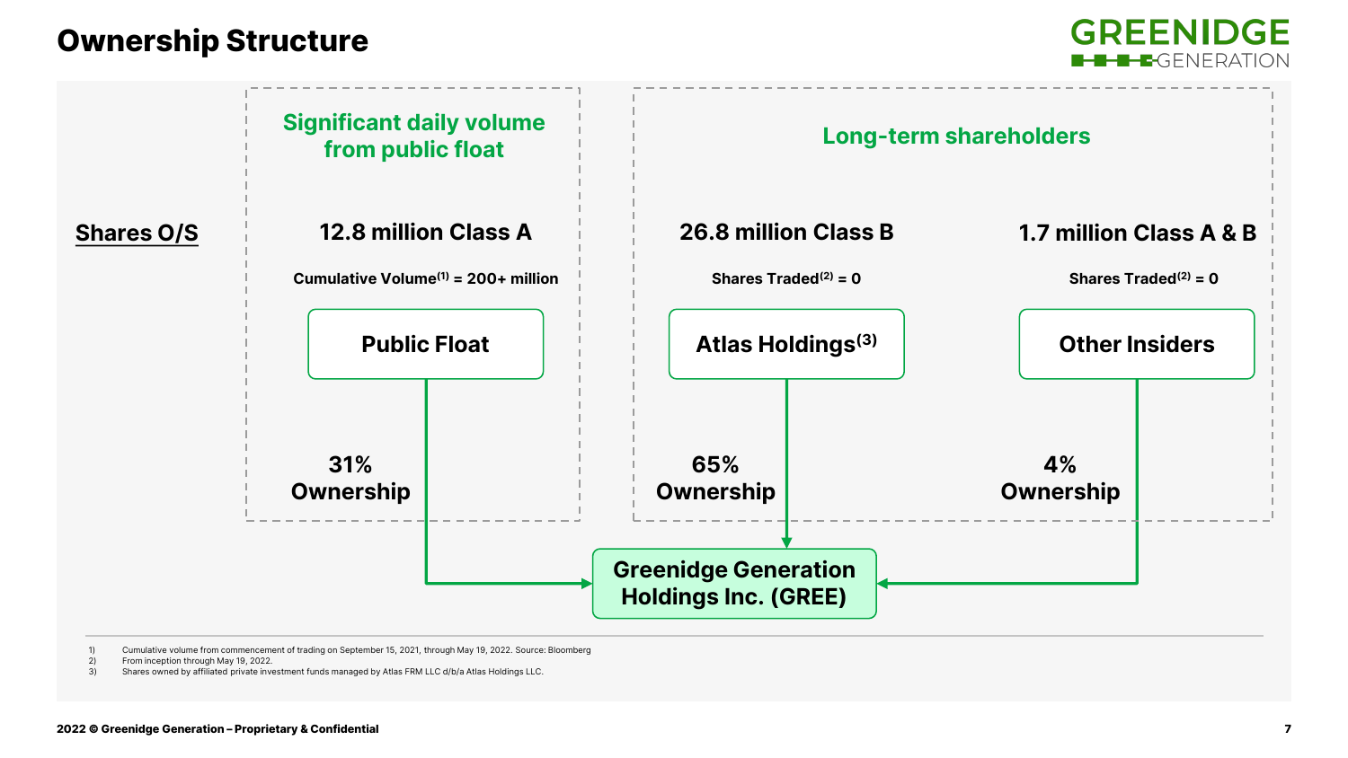# Ownership Structure

**Shares O/S**

## Significant daily volume from public float

**12.8 million Class A**

Cumulative Volume[1] = 200+ million

**Public Float**

**31% Ownership**

## Long-term shareholders

**26.8 million Class B**

Shares Traded[2] = 0

**Atlas Holdings[3]**

**65% Ownership**

**1.7 million Class A & B**

Shares Traded[2] = 0

**Other Insiders**

**4% Ownership**

**Greenidge Generation Holdings Inc. (GREE)**

1) Cumulative volume from commencement of trading on September 15, 2021, through May 19, 2022. Source: Bloomberg
2) From inception through May 19, 2022.
3) Shares owned by affiliated private investment funds managed by Atlas FRM LLC d/b/a Atlas Holdings LLC.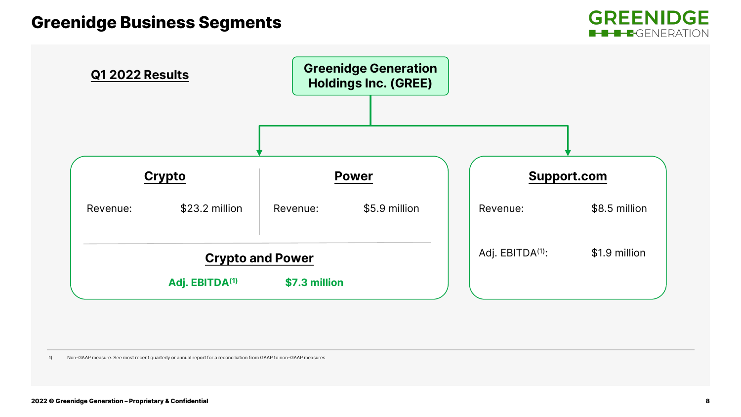# Greenidge Business Segments

**Q1 2022 Results**

**Greenidge Generation Holdings Inc. (GREE)**

## Crypto

Revenue: $23.2 million

## Power

Revenue: $5.9 million

## Crypto and Power

**Adj. EBITDA[1]** **$7.3 million**

## Support.com

Revenue: $8.5 million

Adj. EBITDA[1]: $1.9 million

1) Non-GAAP measure. See most recent quarterly or annual report for a reconciliation from GAAP to non-GAAP measures.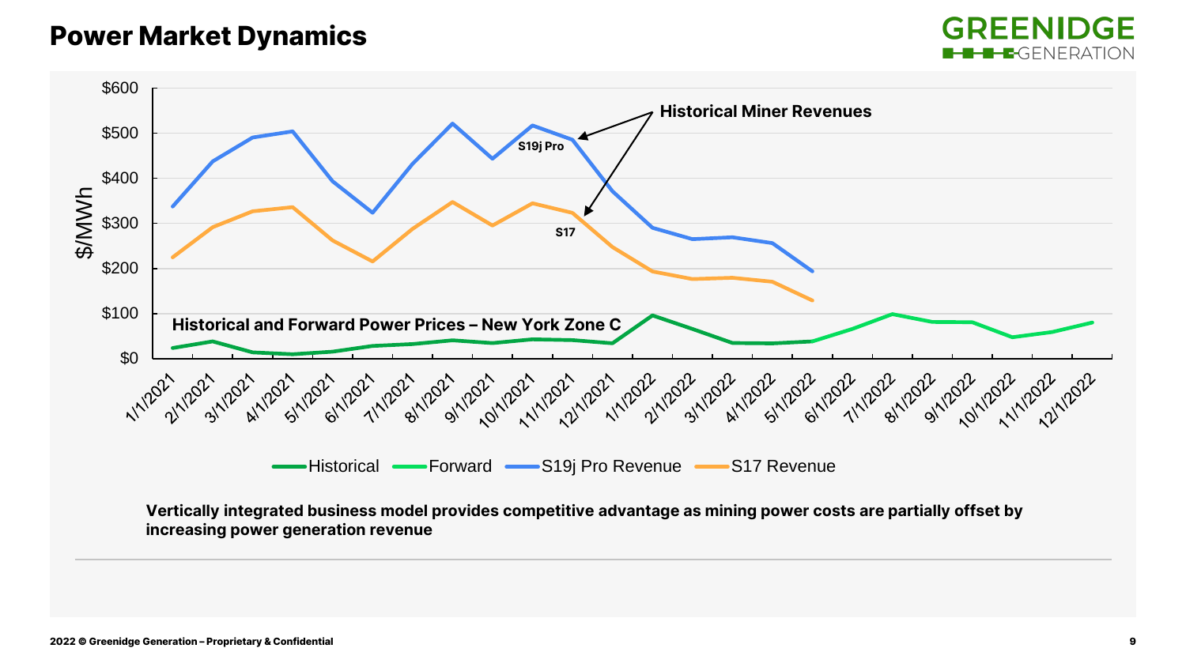# Power Market Dynamics

Historical Miner Revenues

S19j Pro

S17

Historical and Forward Power Prices – New York Zone C

$/MWh

Historical | Forward | S19j Pro Revenue | S17 Revenue

**Vertically integrated business model provides competitive advantage as mining power costs are partially offset by increasing power generation revenue**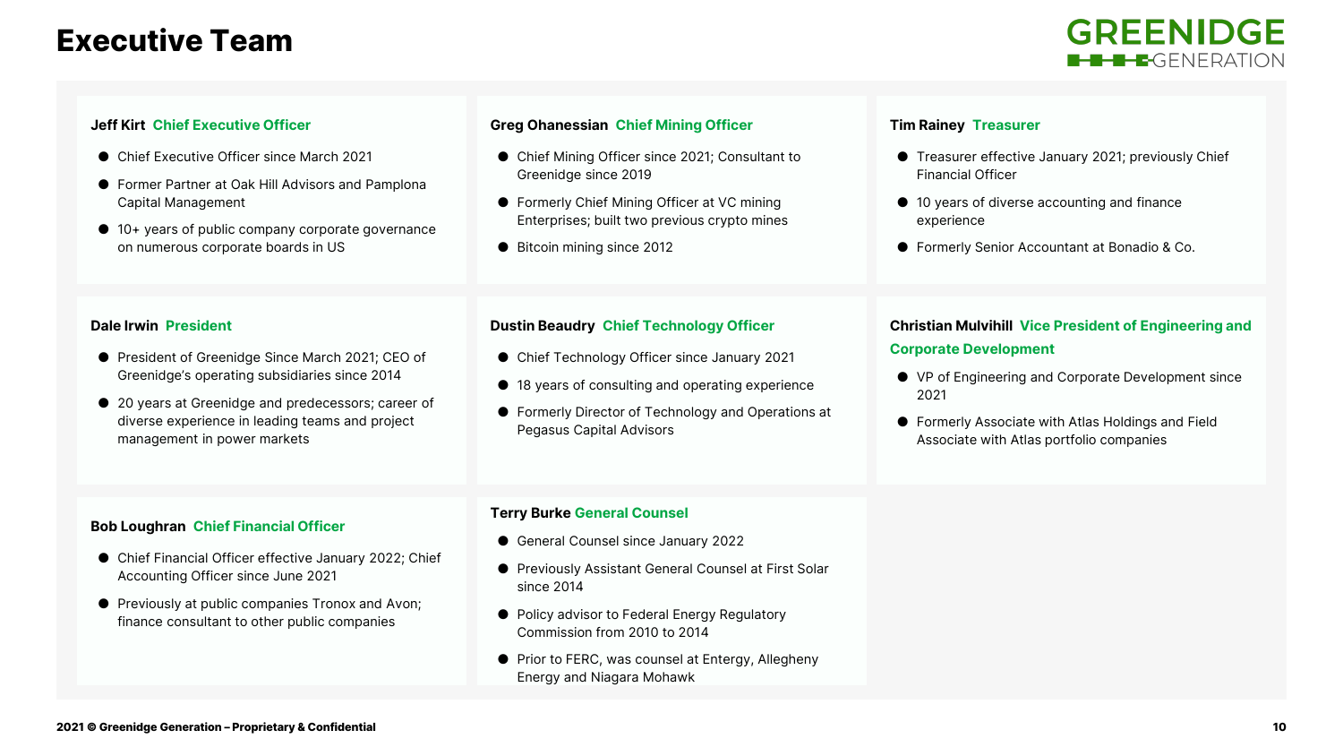# Executive Team

GREENIDGE GENERATION

**Jeff Kirt** **Chief Executive Officer**

- Chief Executive Officer since March 2021
- Former Partner at Oak Hill Advisors and Pamplona Capital Management
- 10+ years of public company corporate governance on numerous corporate boards in US

**Greg Ohanessian** **Chief Mining Officer**

- Chief Mining Officer since 2021; Consultant to Greenidge since 2019
- Formerly Chief Mining Officer at VC mining Enterprises; built two previous crypto mines
- Bitcoin mining since 2012

**Tim Rainey** **Treasurer**

- Treasurer effective January 2021; previously Chief Financial Officer
- 10 years of diverse accounting and finance experience
- Formerly Senior Accountant at Bonadio & Co.

**Dale Irwin** **President**

- President of Greenidge Since March 2021; CEO of Greenidge's operating subsidiaries since 2014
- 20 years at Greenidge and predecessors; career of diverse experience in leading teams and project management in power markets

**Dustin Beaudry** **Chief Technology Officer**

- Chief Technology Officer since January 2021
- 18 years of consulting and operating experience
- Formerly Director of Technology and Operations at Pegasus Capital Advisors

**Christian Mulvihill** **Vice President of Engineering and Corporate Development**

- VP of Engineering and Corporate Development since 2021
- Formerly Associate with Atlas Holdings and Field Associate with Atlas portfolio companies

**Bob Loughran** **Chief Financial Officer**

- Chief Financial Officer effective January 2022; Chief Accounting Officer since June 2021
- Previously at public companies Tronox and Avon; finance consultant to other public companies

**Terry Burke** **General Counsel**

- General Counsel since January 2022
- Previously Assistant General Counsel at First Solar since 2014
- Policy advisor to Federal Energy Regulatory Commission from 2010 to 2014
- Prior to FERC, was counsel at Entergy, Allegheny Energy and Niagara Mohawk

2021 © Greenidge Generation – Proprietary & Confidential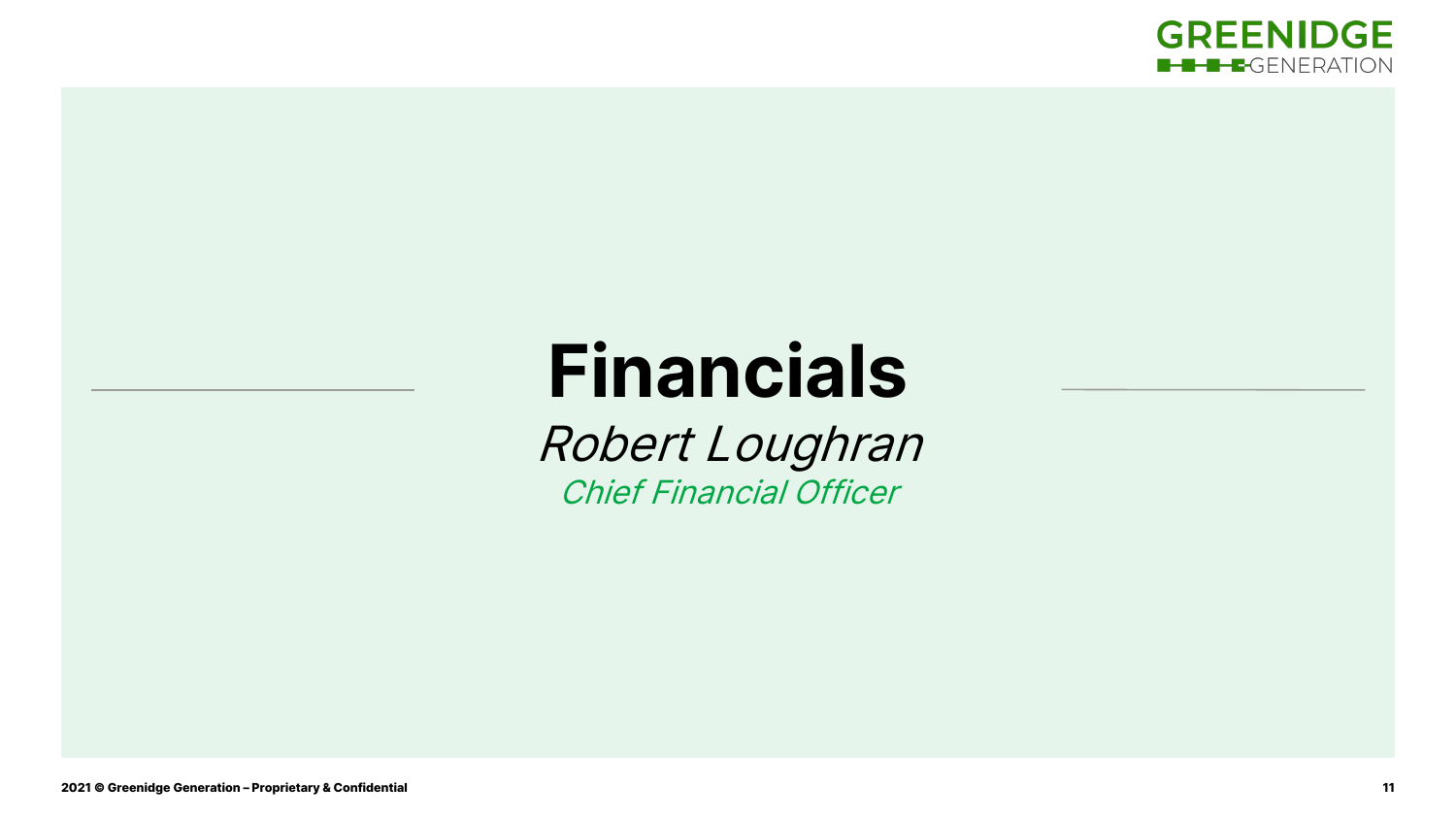# Financials

*Robert Loughran*

*Chief Financial Officer*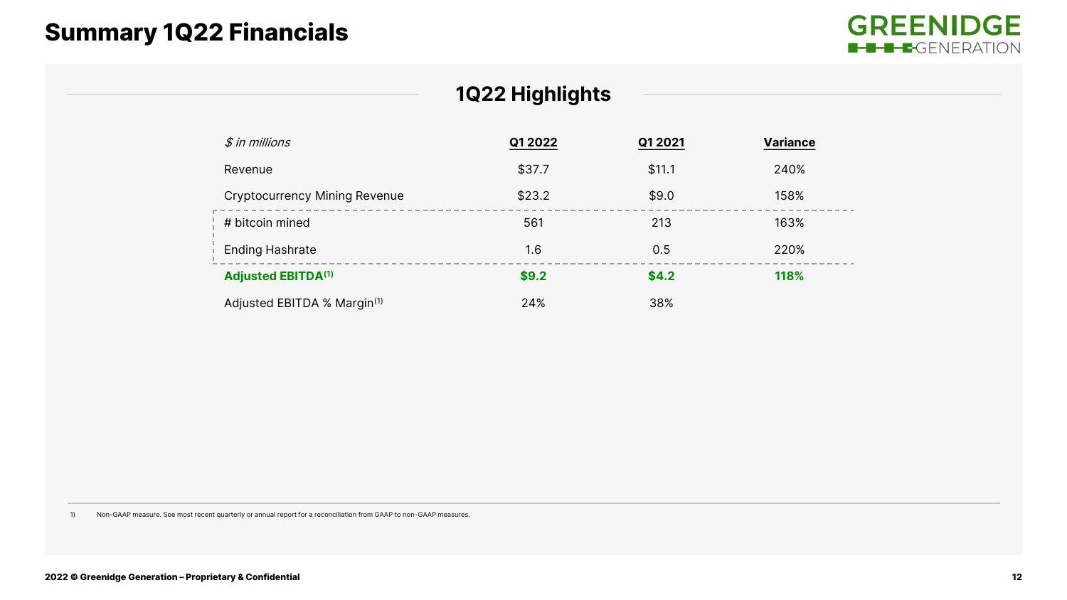# Summary 1Q22 Financials

## 1Q22 Highlights

| *$ in millions* | Q1 2022 | Q1 2021 | Variance |
|---|---|---|---|
| Revenue | $37.7 | $11.1 | 240% |
| Cryptocurrency Mining Revenue | $23.2 | $9.0 | 158% |
| # bitcoin mined | 561 | 213 | 163% |
| Ending Hashrate | 1.6 | 0.5 | 220% |
| **Adjusted EBITDA[(1)]** | **$9.2** | **$4.2** | **118%** |
| Adjusted EBITDA % Margin[(1)] | 24% | 38% | |

1) Non-GAAP measure. See most recent quarterly or annual report for a reconciliation from GAAP to non-GAAP measures.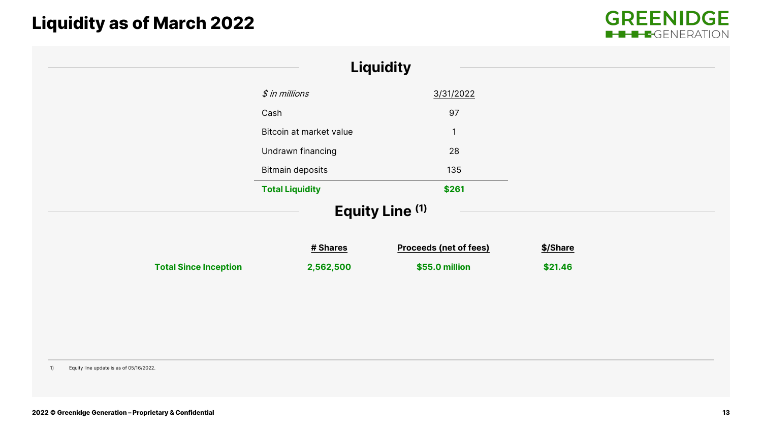# Liquidity as of March 2022

## Liquidity

| *$ in millions* | 3/31/2022 |
|---|---|
| Cash | 97 |
| Bitcoin at market value | 1 |
| Undrawn financing | 28 |
| Bitmain deposits | 135 |
| **Total Liquidity** | **$261** |

## Equity Line [1]

| | # Shares | Proceeds (net of fees) | $/Share |
|---|---|---|---|
| **Total Since Inception** | **2,562,500** | **$55.0 million** | **$21.46** |

1) Equity line update is as of 05/16/2022.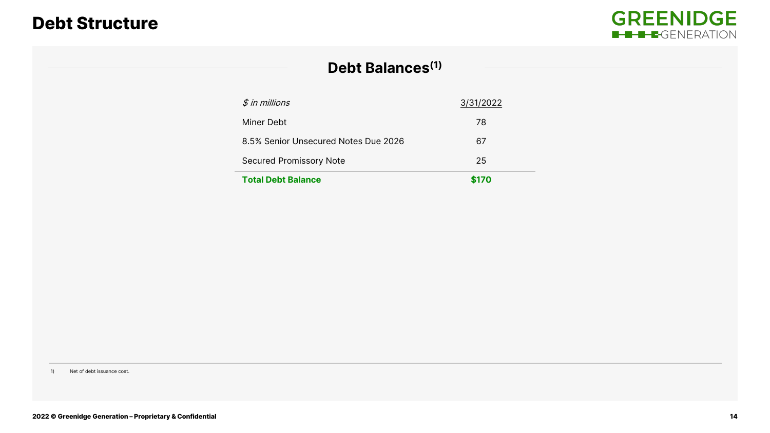# Debt Structure

## Debt Balances[1]

| *$ in millions* | 3/31/2022 |
|---|---|
| Miner Debt | 78 |
| 8.5% Senior Unsecured Notes Due 2026 | 67 |
| Secured Promissory Note | 25 |
| **Total Debt Balance** | **$170** |

1) Net of debt issuance cost.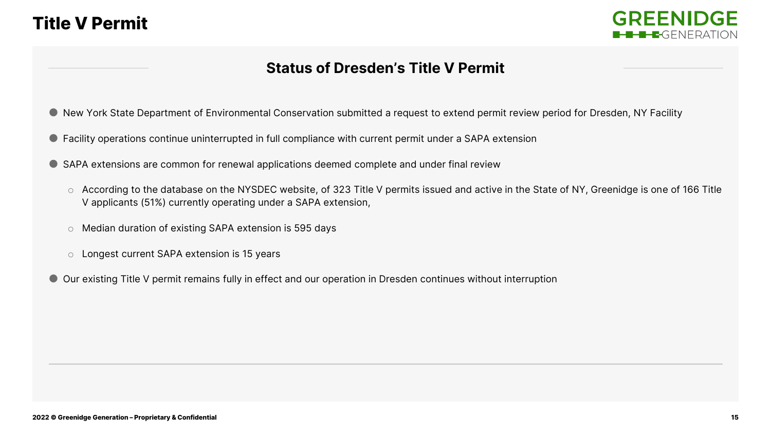# Title V Permit

## Status of Dresden's Title V Permit

- New York State Department of Environmental Conservation submitted a request to extend permit review period for Dresden, NY Facility
- Facility operations continue uninterrupted in full compliance with current permit under a SAPA extension
- SAPA extensions are common for renewal applications deemed complete and under final review
  - According to the database on the NYSDEC website, of 323 Title V permits issued and active in the State of NY, Greenidge is one of 166 Title V applicants (51%) currently operating under a SAPA extension,
  - Median duration of existing SAPA extension is 595 days
  - Longest current SAPA extension is 15 years
- Our existing Title V permit remains fully in effect and our operation in Dresden continues without interruption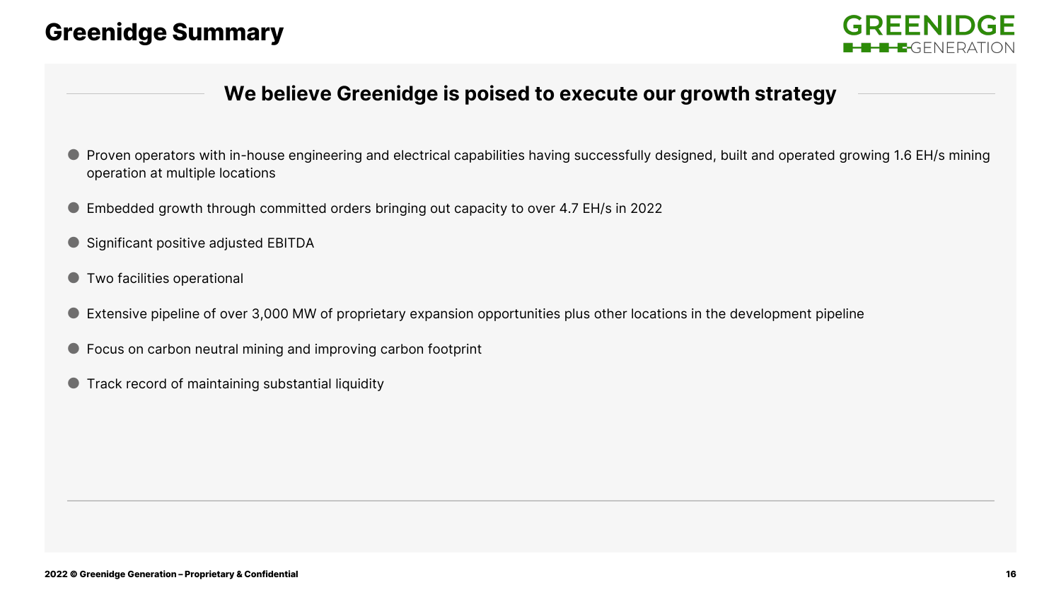# Greenidge Summary

GREENIDGE GENERATION

## We believe Greenidge is poised to execute our growth strategy

- Proven operators with in-house engineering and electrical capabilities having successfully designed, built and operated growing 1.6 EH/s mining operation at multiple locations
- Embedded growth through committed orders bringing out capacity to over 4.7 EH/s in 2022
- Significant positive adjusted EBITDA
- Two facilities operational
- Extensive pipeline of over 3,000 MW of proprietary expansion opportunities plus other locations in the development pipeline
- Focus on carbon neutral mining and improving carbon footprint
- Track record of maintaining substantial liquidity

2022 © Greenidge Generation – Proprietary & Confidential